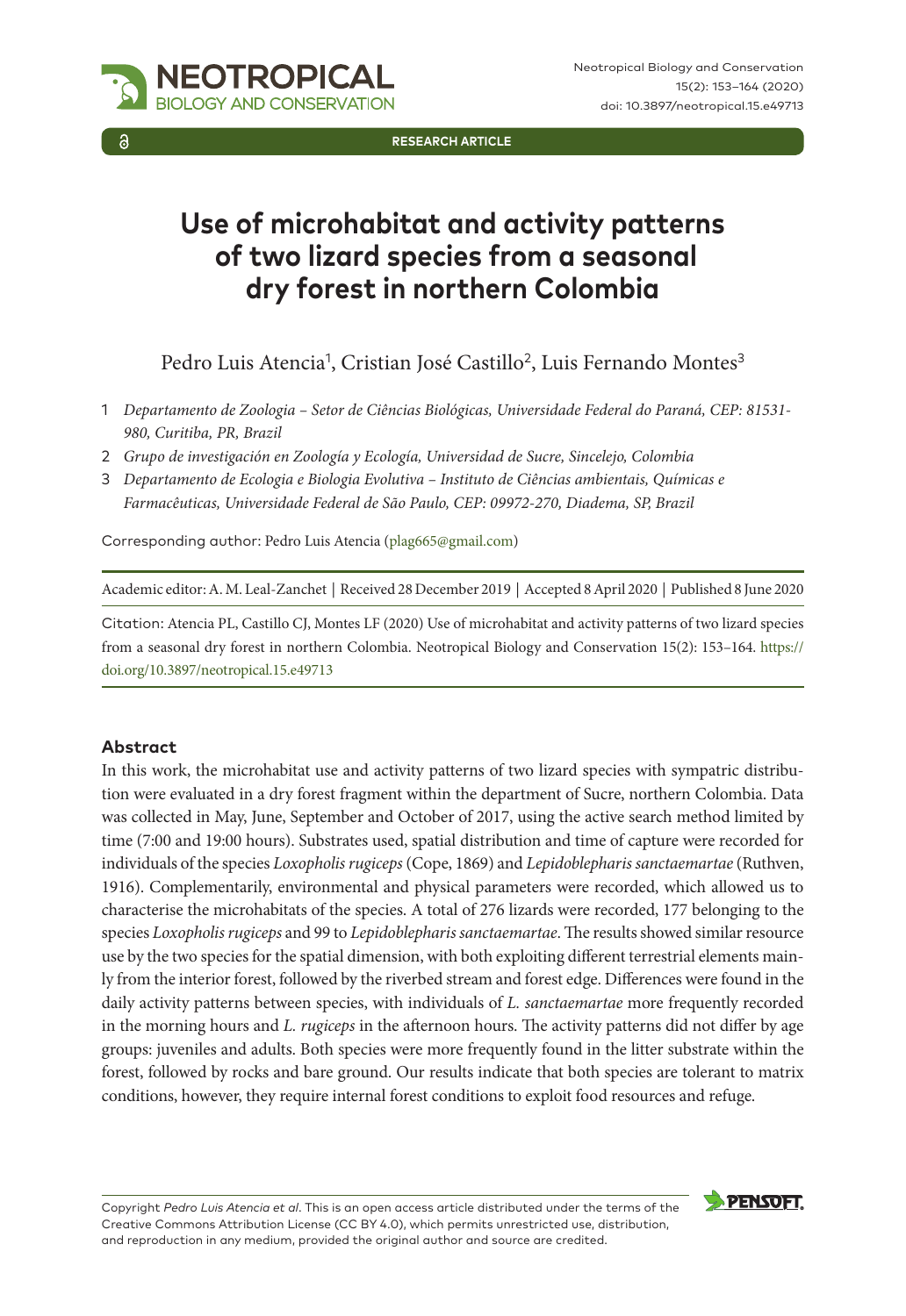RESEARCH ARTICLE

# Use of microhabitat and activity patterns of two lizard species from a seasonal dry forest in northern Colombia

Pedro Luis Atencia[1], Cristian José Castillo[2], Luis Fernando Montes[3]

1 *Departamento de Zoologia – Setor de Ciências Biológicas, Universidade Federal do Paraná, CEP: 81531-980, Curitiba, PR, Brazil*

2 *Grupo de investigación en Zoología y Ecología, Universidad de Sucre, Sincelejo, Colombia*

3 *Departamento de Ecologia e Biologia Evolutiva – Instituto de Ciências ambientais, Químicas e Farmacêuticas, Universidade Federal de São Paulo, CEP: 09972-270, Diadema, SP, Brazil*

Corresponding author: Pedro Luis Atencia (plag665@gmail.com)

Academic editor: A. M. Leal-Zanchet | Received 28 December 2019 | Accepted 8 April 2020 | Published 8 June 2020

Citation: Atencia PL, Castillo CJ, Montes LF (2020) Use of microhabitat and activity patterns of two lizard species from a seasonal dry forest in northern Colombia. Neotropical Biology and Conservation 15(2): 153–164. https://doi.org/10.3897/neotropical.15.e49713

## Abstract

In this work, the microhabitat use and activity patterns of two lizard species with sympatric distribution were evaluated in a dry forest fragment within the department of Sucre, northern Colombia. Data was collected in May, June, September and October of 2017, using the active search method limited by time (7:00 and 19:00 hours). Substrates used, spatial distribution and time of capture were recorded for individuals of the species *Loxopholis rugiceps* (Cope, 1869) and *Lepidoblepharis sanctaemartae* (Ruthven, 1916). Complementarily, environmental and physical parameters were recorded, which allowed us to characterise the microhabitats of the species. A total of 276 lizards were recorded, 177 belonging to the species *Loxopholis rugiceps* and 99 to *Lepidoblepharis sanctaemartae*. The results showed similar resource use by the two species for the spatial dimension, with both exploiting different terrestrial elements mainly from the interior forest, followed by the riverbed stream and forest edge. Differences were found in the daily activity patterns between species, with individuals of *L. sanctaemartae* more frequently recorded in the morning hours and *L. rugiceps* in the afternoon hours. The activity patterns did not differ by age groups: juveniles and adults. Both species were more frequently found in the litter substrate within the forest, followed by rocks and bare ground. Our results indicate that both species are tolerant to matrix conditions, however, they require internal forest conditions to exploit food resources and refuge.

Copyright *Pedro Luis Atencia et al*. This is an open access article distributed under the terms of the Creative Commons Attribution License (CC BY 4.0), which permits unrestricted use, distribution, and reproduction in any medium, provided the original author and source are credited.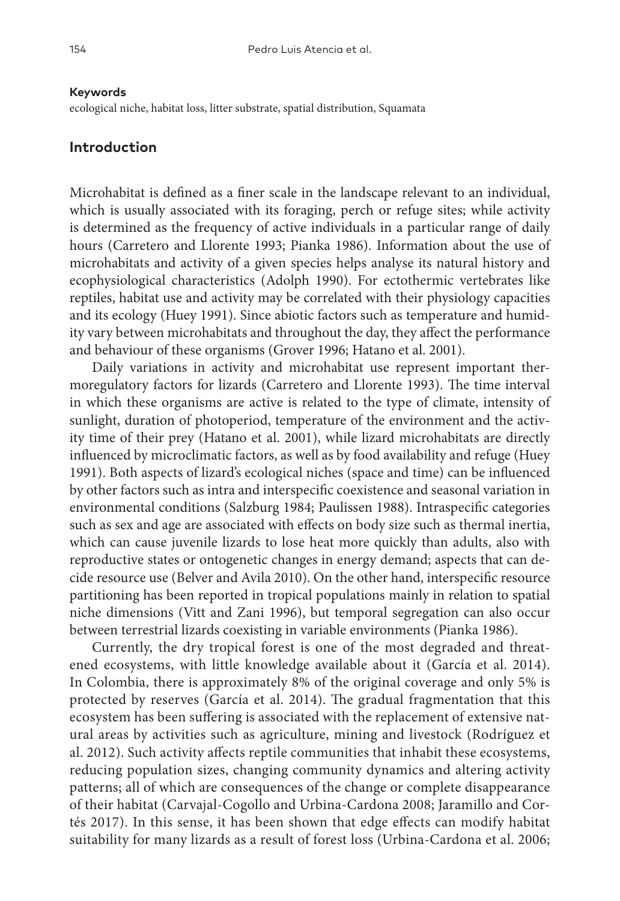**Keywords**

ecological niche, habitat loss, litter substrate, spatial distribution, Squamata

## Introduction

Microhabitat is defined as a finer scale in the landscape relevant to an individual, which is usually associated with its foraging, perch or refuge sites; while activity is determined as the frequency of active individuals in a particular range of daily hours (Carretero and Llorente 1993; Pianka 1986). Information about the use of microhabitats and activity of a given species helps analyse its natural history and ecophysiological characteristics (Adolph 1990). For ectothermic vertebrates like reptiles, habitat use and activity may be correlated with their physiology capacities and its ecology (Huey 1991). Since abiotic factors such as temperature and humidity vary between microhabitats and throughout the day, they affect the performance and behaviour of these organisms (Grover 1996; Hatano et al. 2001).

Daily variations in activity and microhabitat use represent important thermoregulatory factors for lizards (Carretero and Llorente 1993). The time interval in which these organisms are active is related to the type of climate, intensity of sunlight, duration of photoperiod, temperature of the environment and the activity time of their prey (Hatano et al. 2001), while lizard microhabitats are directly influenced by microclimatic factors, as well as by food availability and refuge (Huey 1991). Both aspects of lizard's ecological niches (space and time) can be influenced by other factors such as intra and interspecific coexistence and seasonal variation in environmental conditions (Salzburg 1984; Paulissen 1988). Intraspecific categories such as sex and age are associated with effects on body size such as thermal inertia, which can cause juvenile lizards to lose heat more quickly than adults, also with reproductive states or ontogenetic changes in energy demand; aspects that can decide resource use (Belver and Avila 2010). On the other hand, interspecific resource partitioning has been reported in tropical populations mainly in relation to spatial niche dimensions (Vitt and Zani 1996), but temporal segregation can also occur between terrestrial lizards coexisting in variable environments (Pianka 1986).

Currently, the dry tropical forest is one of the most degraded and threatened ecosystems, with little knowledge available about it (García et al. 2014). In Colombia, there is approximately 8% of the original coverage and only 5% is protected by reserves (García et al. 2014). The gradual fragmentation that this ecosystem has been suffering is associated with the replacement of extensive natural areas by activities such as agriculture, mining and livestock (Rodríguez et al. 2012). Such activity affects reptile communities that inhabit these ecosystems, reducing population sizes, changing community dynamics and altering activity patterns; all of which are consequences of the change or complete disappearance of their habitat (Carvajal-Cogollo and Urbina-Cardona 2008; Jaramillo and Cortés 2017). In this sense, it has been shown that edge effects can modify habitat suitability for many lizards as a result of forest loss (Urbina-Cardona et al. 2006;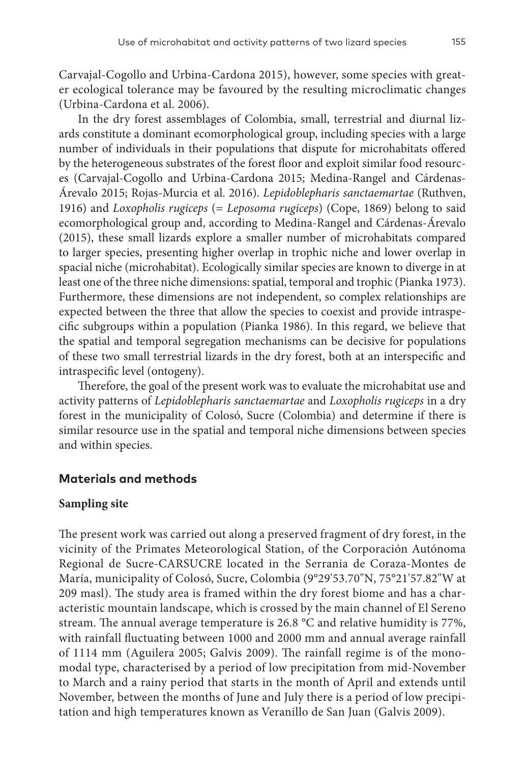Carvajal-Cogollo and Urbina-Cardona 2015), however, some species with greater ecological tolerance may be favoured by the resulting microclimatic changes (Urbina-Cardona et al. 2006).

In the dry forest assemblages of Colombia, small, terrestrial and diurnal lizards constitute a dominant ecomorphological group, including species with a large number of individuals in their populations that dispute for microhabitats offered by the heterogeneous substrates of the forest floor and exploit similar food resources (Carvajal-Cogollo and Urbina-Cardona 2015; Medina-Rangel and Cárdenas-Árevalo 2015; Rojas-Murcia et al. 2016). *Lepidoblepharis sanctaemartae* (Ruthven, 1916) and *Loxopholis rugiceps* (= *Leposoma rugiceps*) (Cope, 1869) belong to said ecomorphological group and, according to Medina-Rangel and Cárdenas-Árevalo (2015), these small lizards explore a smaller number of microhabitats compared to larger species, presenting higher overlap in trophic niche and lower overlap in spacial niche (microhabitat). Ecologically similar species are known to diverge in at least one of the three niche dimensions: spatial, temporal and trophic (Pianka 1973). Furthermore, these dimensions are not independent, so complex relationships are expected between the three that allow the species to coexist and provide intraspecific subgroups within a population (Pianka 1986). In this regard, we believe that the spatial and temporal segregation mechanisms can be decisive for populations of these two small terrestrial lizards in the dry forest, both at an interspecific and intraspecific level (ontogeny).

Therefore, the goal of the present work was to evaluate the microhabitat use and activity patterns of *Lepidoblepharis sanctaemartae* and *Loxopholis rugiceps* in a dry forest in the municipality of Colosó, Sucre (Colombia) and determine if there is similar resource use in the spatial and temporal niche dimensions between species and within species.

## Materials and methods

### Sampling site

The present work was carried out along a preserved fragment of dry forest, in the vicinity of the Primates Meteorological Station, of the Corporación Autónoma Regional de Sucre-CARSUCRE located in the Serrania de Coraza-Montes de María, municipality of Colosó, Sucre, Colombia (9°29'53.70"N, 75°21'57.82"W at 209 masl). The study area is framed within the dry forest biome and has a characteristic mountain landscape, which is crossed by the main channel of El Sereno stream. The annual average temperature is 26.8 °C and relative humidity is 77%, with rainfall fluctuating between 1000 and 2000 mm and annual average rainfall of 1114 mm (Aguilera 2005; Galvis 2009). The rainfall regime is of the monomodal type, characterised by a period of low precipitation from mid-November to March and a rainy period that starts in the month of April and extends until November, between the months of June and July there is a period of low precipitation and high temperatures known as Veranillo de San Juan (Galvis 2009).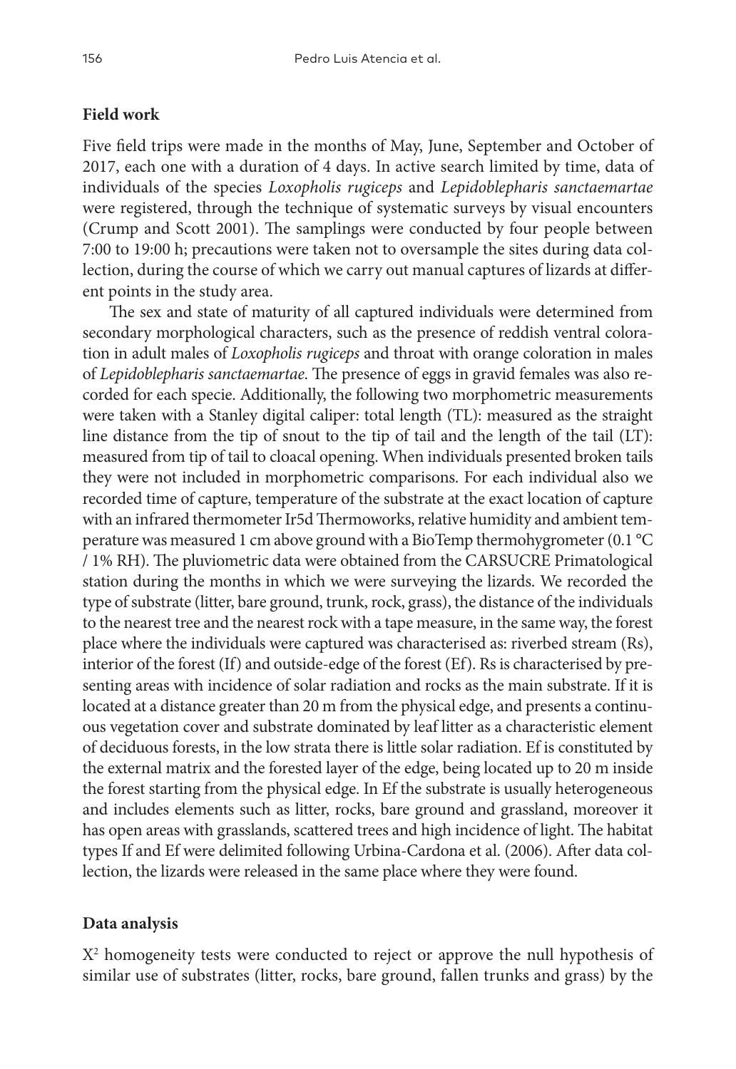## Field work

Five field trips were made in the months of May, June, September and October of 2017, each one with a duration of 4 days. In active search limited by time, data of individuals of the species *Loxopholis rugiceps* and *Lepidoblepharis sanctaemartae* were registered, through the technique of systematic surveys by visual encounters (Crump and Scott 2001). The samplings were conducted by four people between 7:00 to 19:00 h; precautions were taken not to oversample the sites during data collection, during the course of which we carry out manual captures of lizards at different points in the study area.

The sex and state of maturity of all captured individuals were determined from secondary morphological characters, such as the presence of reddish ventral coloration in adult males of *Loxopholis rugiceps* and throat with orange coloration in males of *Lepidoblepharis sanctaemartae*. The presence of eggs in gravid females was also recorded for each specie. Additionally, the following two morphometric measurements were taken with a Stanley digital caliper: total length (TL): measured as the straight line distance from the tip of snout to the tip of tail and the length of the tail (LT): measured from tip of tail to cloacal opening. When individuals presented broken tails they were not included in morphometric comparisons. For each individual also we recorded time of capture, temperature of the substrate at the exact location of capture with an infrared thermometer Ir5d Thermoworks, relative humidity and ambient temperature was measured 1 cm above ground with a BioTemp thermohygrometer (0.1 °C / 1% RH). The pluviometric data were obtained from the CARSUCRE Primatological station during the months in which we were surveying the lizards. We recorded the type of substrate (litter, bare ground, trunk, rock, grass), the distance of the individuals to the nearest tree and the nearest rock with a tape measure, in the same way, the forest place where the individuals were captured was characterised as: riverbed stream (Rs), interior of the forest (If) and outside-edge of the forest (Ef). Rs is characterised by presenting areas with incidence of solar radiation and rocks as the main substrate. If it is located at a distance greater than 20 m from the physical edge, and presents a continuous vegetation cover and substrate dominated by leaf litter as a characteristic element of deciduous forests, in the low strata there is little solar radiation. Ef is constituted by the external matrix and the forested layer of the edge, being located up to 20 m inside the forest starting from the physical edge. In Ef the substrate is usually heterogeneous and includes elements such as litter, rocks, bare ground and grassland, moreover it has open areas with grasslands, scattered trees and high incidence of light. The habitat types If and Ef were delimited following Urbina-Cardona et al. (2006). After data collection, the lizards were released in the same place where they were found.

## Data analysis

$X^2$ homogeneity tests were conducted to reject or approve the null hypothesis of similar use of substrates (litter, rocks, bare ground, fallen trunks and grass) by the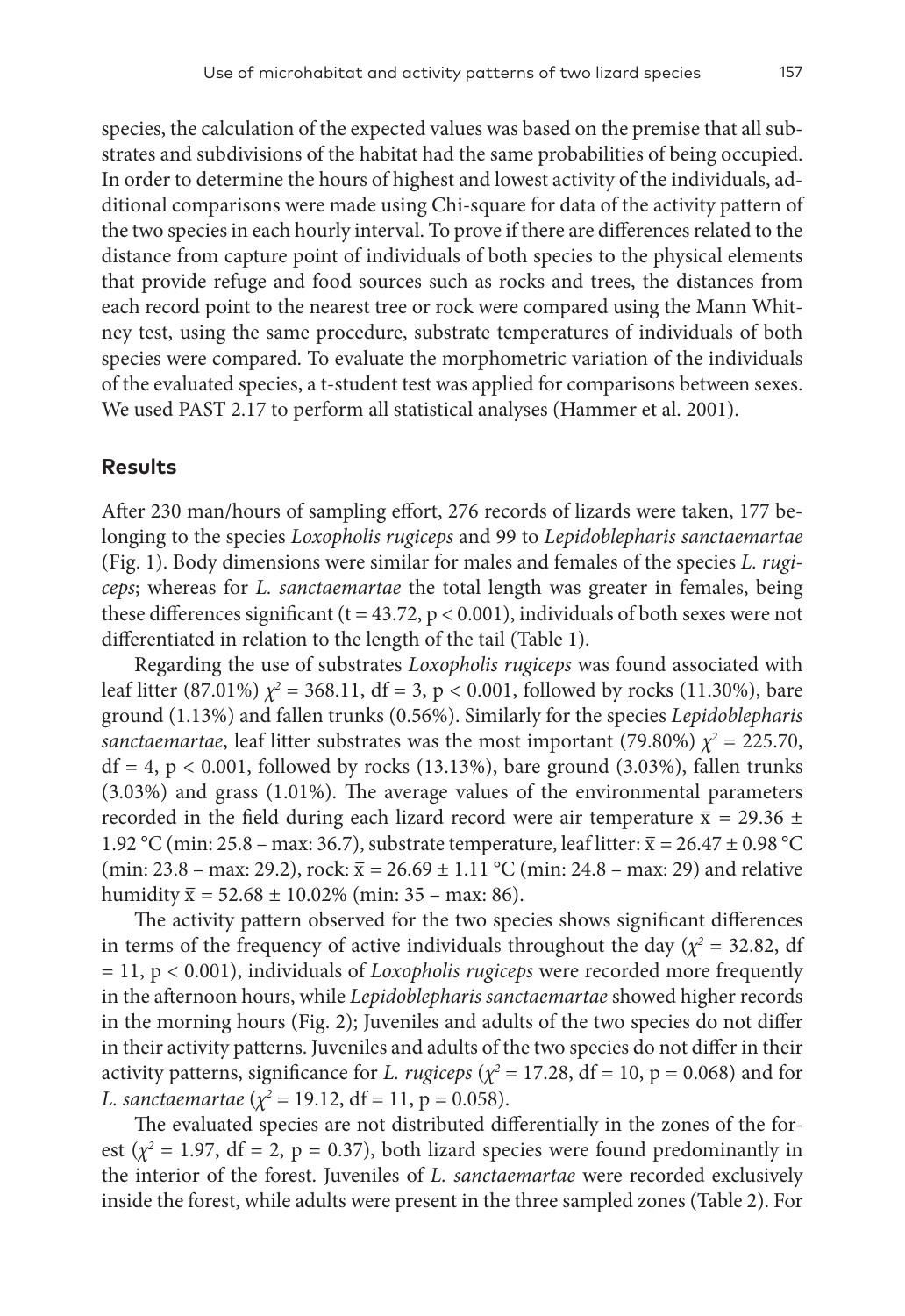species, the calculation of the expected values was based on the premise that all substrates and subdivisions of the habitat had the same probabilities of being occupied. In order to determine the hours of highest and lowest activity of the individuals, additional comparisons were made using Chi-square for data of the activity pattern of the two species in each hourly interval. To prove if there are differences related to the distance from capture point of individuals of both species to the physical elements that provide refuge and food sources such as rocks and trees, the distances from each record point to the nearest tree or rock were compared using the Mann Whitney test, using the same procedure, substrate temperatures of individuals of both species were compared. To evaluate the morphometric variation of the individuals of the evaluated species, a t-student test was applied for comparisons between sexes. We used PAST 2.17 to perform all statistical analyses (Hammer et al. 2001).

## Results

After 230 man/hours of sampling effort, 276 records of lizards were taken, 177 belonging to the species *Loxopholis rugiceps* and 99 to *Lepidoblepharis sanctaemartae* (Fig. 1). Body dimensions were similar for males and females of the species *L. rugiceps*; whereas for *L. sanctaemartae* the total length was greater in females, being these differences significant ($t = 43.72$, $p < 0.001$), individuals of both sexes were not differentiated in relation to the length of the tail (Table 1).

Regarding the use of substrates *Loxopholis rugiceps* was found associated with leaf litter (87.01%) $\chi^2 = 368.11$, df = 3, $p < 0.001$, followed by rocks (11.30%), bare ground (1.13%) and fallen trunks (0.56%). Similarly for the species *Lepidoblepharis sanctaemartae*, leaf litter substrates was the most important (79.80%) $\chi^2 = 225.70$, df = 4, $p < 0.001$, followed by rocks (13.13%), bare ground (3.03%), fallen trunks (3.03%) and grass (1.01%). The average values of the environmental parameters recorded in the field during each lizard record were air temperature $\bar{x} = 29.36 \pm 1.92$ °C (min: 25.8 – max: 36.7), substrate temperature, leaf litter: $\bar{x} = 26.47 \pm 0.98$ °C (min: 23.8 – max: 29.2), rock: $\bar{x} = 26.69 \pm 1.11$ °C (min: 24.8 – max: 29) and relative humidity $\bar{x} = 52.68 \pm 10.02$% (min: 35 – max: 86).

The activity pattern observed for the two species shows significant differences in terms of the frequency of active individuals throughout the day ($\chi^2 = 32.82$, df = 11, $p < 0.001$), individuals of *Loxopholis rugiceps* were recorded more frequently in the afternoon hours, while *Lepidoblepharis sanctaemartae* showed higher records in the morning hours (Fig. 2); Juveniles and adults of the two species do not differ in their activity patterns. Juveniles and adults of the two species do not differ in their activity patterns, significance for *L. rugiceps* ($\chi^2 = 17.28$, df = 10, $p = 0.068$) and for *L. sanctaemartae* ($\chi^2 = 19.12$, df = 11, $p = 0.058$).

The evaluated species are not distributed differentially in the zones of the forest ($\chi^2 = 1.97$, df = 2, $p = 0.37$), both lizard species were found predominantly in the interior of the forest. Juveniles of *L. sanctaemartae* were recorded exclusively inside the forest, while adults were present in the three sampled zones (Table 2). For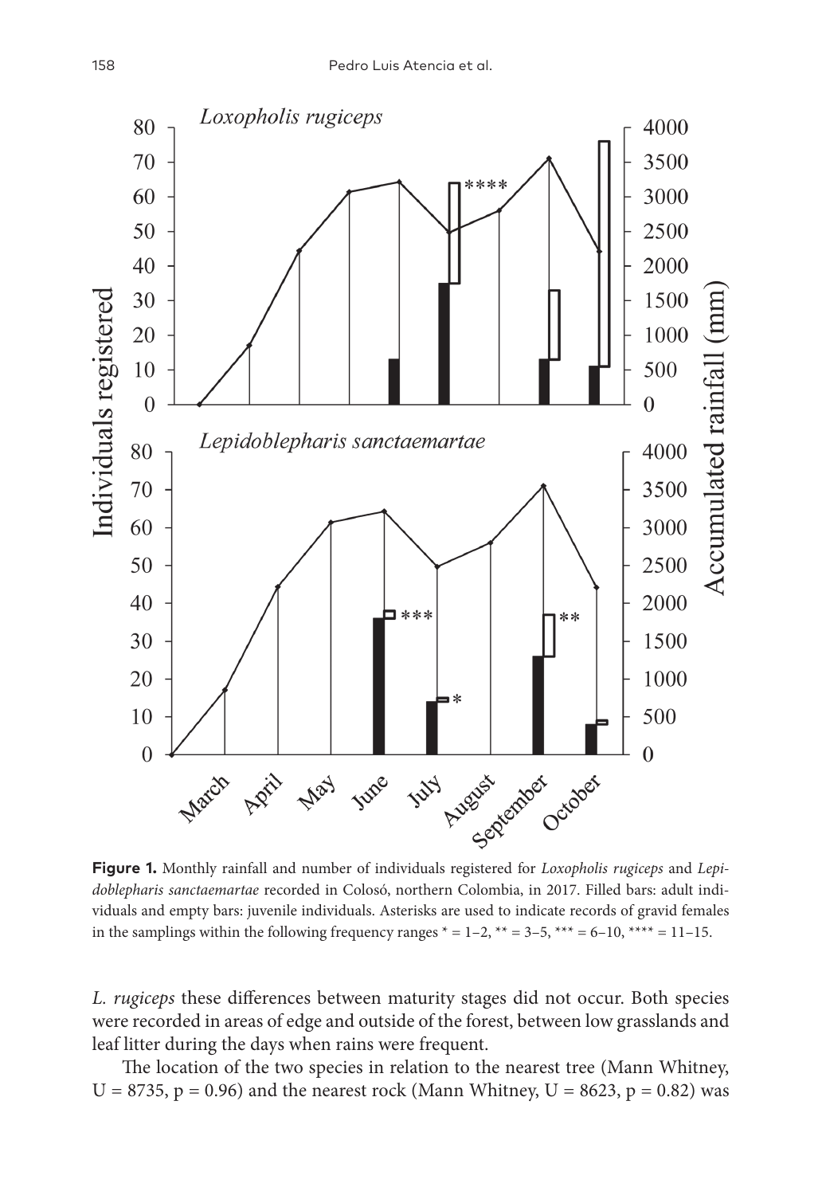**Figure 1.** Monthly rainfall and number of individuals registered for *Loxopholis rugiceps* and *Lepidoblepharis sanctaemartae* recorded in Colosó, northern Colombia, in 2017. Filled bars: adult individuals and empty bars: juvenile individuals. Asterisks are used to indicate records of gravid females in the samplings within the following frequency ranges * = 1–2, ** = 3–5, *** = 6–10, **** = 11–15.

*L. rugiceps* these differences between maturity stages did not occur. Both species were recorded in areas of edge and outside of the forest, between low grasslands and leaf litter during the days when rains were frequent.

The location of the two species in relation to the nearest tree (Mann Whitney, $U = 8735$, $p = 0.96$) and the nearest rock (Mann Whitney, $U = 8623$, $p = 0.82$) was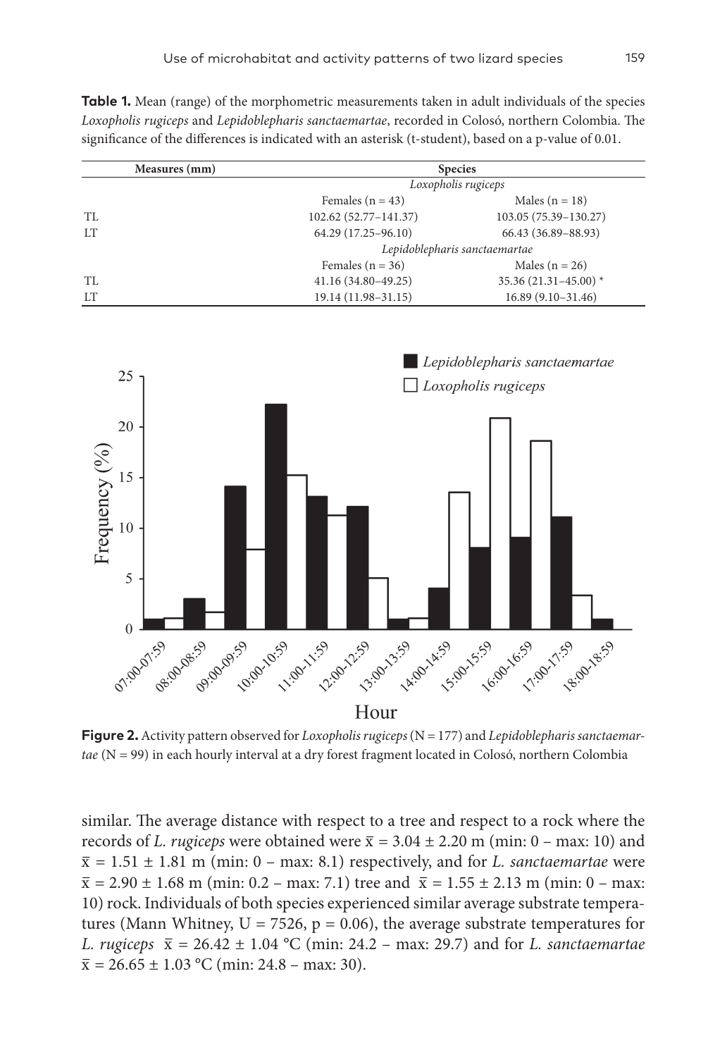**Table 1.** Mean (range) of the morphometric measurements taken in adult individuals of the species *Loxopholis rugiceps* and *Lepidoblepharis sanctaemartae*, recorded in Colosó, northern Colombia. The significance of the differences is indicated with an asterisk (t-student), based on a p-value of 0.01.

| Measures (mm) | Species | |
|---|---|---|
| | *Loxopholis rugiceps* | |
| | Females (n = 43) | Males (n = 18) |
| TL | 102.62 (52.77–141.37) | 103.05 (75.39–130.27) |
| LT | 64.29 (17.25–96.10) | 66.43 (36.89–88.93) |
| | *Lepidoblepharis sanctaemartae* | |
| | Females (n = 36) | Males (n = 26) |
| TL | 41.16 (34.80–49.25) | 35.36 (21.31–45.00) * |
| LT | 19.14 (11.98–31.15) | 16.89 (9.10–31.46) |

**Figure 2.** Activity pattern observed for *Loxopholis rugiceps* (N = 177) and *Lepidoblepharis sanctaemartae* (N = 99) in each hourly interval at a dry forest fragment located in Colosó, northern Colombia

similar. The average distance with respect to a tree and respect to a rock where the records of *L. rugiceps* were obtained were $\bar{x} = 3.04 \pm 2.20$ m (min: 0 – max: 10) and $\bar{x} = 1.51 \pm 1.81$ m (min: 0 – max: 8.1) respectively, and for *L. sanctaemartae* were $\bar{x} = 2.90 \pm 1.68$ m (min: 0.2 – max: 7.1) tree and $\bar{x} = 1.55 \pm 2.13$ m (min: 0 – max: 10) rock. Individuals of both species experienced similar average substrate temperatures (Mann Whitney, $U = 7526$, $p = 0.06$), the average substrate temperatures for *L. rugiceps* $\bar{x} = 26.42 \pm 1.04$ °C (min: 24.2 – max: 29.7) and for *L. sanctaemartae* $\bar{x} = 26.65 \pm 1.03$ °C (min: 24.8 – max: 30).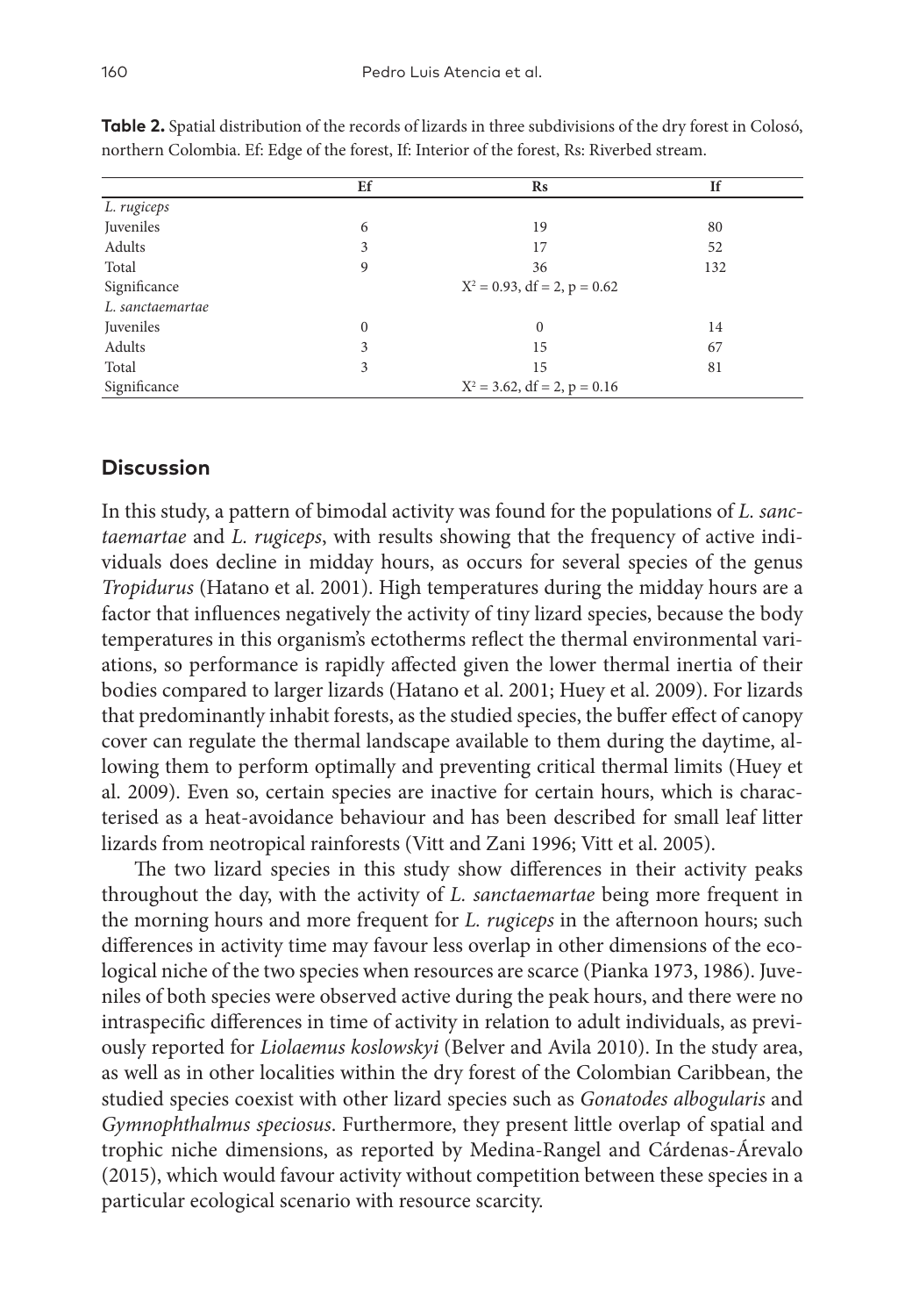**Table 2.** Spatial distribution of the records of lizards in three subdivisions of the dry forest in Colosó, northern Colombia. Ef: Edge of the forest, If: Interior of the forest, Rs: Riverbed stream.

| | Ef | Rs | If |
|---|---|---|---|
| *L. rugiceps* | | | |
| Juveniles | 6 | 19 | 80 |
| Adults | 3 | 17 | 52 |
| Total | 9 | 36 | 132 |
| Significance | | $X^2 = 0.93$, df = 2, p = 0.62 | |
| *L. sanctaemartae* | | | |
| Juveniles | 0 | 0 | 14 |
| Adults | 3 | 15 | 67 |
| Total | 3 | 15 | 81 |
| Significance | | $X^2 = 3.62$, df = 2, p = 0.16 | |

## Discussion

In this study, a pattern of bimodal activity was found for the populations of *L. sanctaemartae* and *L. rugiceps*, with results showing that the frequency of active individuals does decline in midday hours, as occurs for several species of the genus *Tropidurus* (Hatano et al. 2001). High temperatures during the midday hours are a factor that influences negatively the activity of tiny lizard species, because the body temperatures in this organism's ectotherms reflect the thermal environmental variations, so performance is rapidly affected given the lower thermal inertia of their bodies compared to larger lizards (Hatano et al. 2001; Huey et al. 2009). For lizards that predominantly inhabit forests, as the studied species, the buffer effect of canopy cover can regulate the thermal landscape available to them during the daytime, allowing them to perform optimally and preventing critical thermal limits (Huey et al. 2009). Even so, certain species are inactive for certain hours, which is characterised as a heat-avoidance behaviour and has been described for small leaf litter lizards from neotropical rainforests (Vitt and Zani 1996; Vitt et al. 2005).

The two lizard species in this study show differences in their activity peaks throughout the day, with the activity of *L. sanctaemartae* being more frequent in the morning hours and more frequent for *L. rugiceps* in the afternoon hours; such differences in activity time may favour less overlap in other dimensions of the ecological niche of the two species when resources are scarce (Pianka 1973, 1986). Juveniles of both species were observed active during the peak hours, and there were no intraspecific differences in time of activity in relation to adult individuals, as previously reported for *Liolaemus koslowskyi* (Belver and Avila 2010). In the study area, as well as in other localities within the dry forest of the Colombian Caribbean, the studied species coexist with other lizard species such as *Gonatodes albogularis* and *Gymnophthalmus speciosus*. Furthermore, they present little overlap of spatial and trophic niche dimensions, as reported by Medina-Rangel and Cárdenas-Árevalo (2015), which would favour activity without competition between these species in a particular ecological scenario with resource scarcity.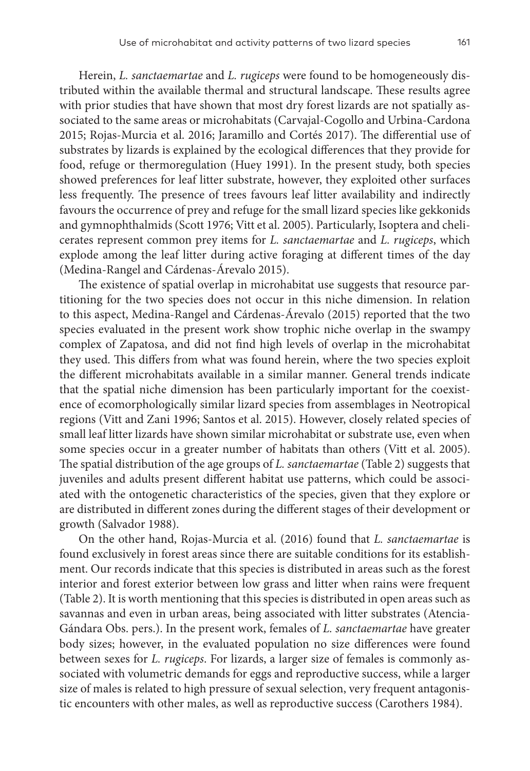Herein, *L. sanctaemartae* and *L. rugiceps* were found to be homogeneously distributed within the available thermal and structural landscape. These results agree with prior studies that have shown that most dry forest lizards are not spatially associated to the same areas or microhabitats (Carvajal-Cogollo and Urbina-Cardona 2015; Rojas-Murcia et al. 2016; Jaramillo and Cortés 2017). The differential use of substrates by lizards is explained by the ecological differences that they provide for food, refuge or thermoregulation (Huey 1991). In the present study, both species showed preferences for leaf litter substrate, however, they exploited other surfaces less frequently. The presence of trees favours leaf litter availability and indirectly favours the occurrence of prey and refuge for the small lizard species like gekkonids and gymnophthalmids (Scott 1976; Vitt et al. 2005). Particularly, Isoptera and chelicerates represent common prey items for *L. sanctaemartae* and *L. rugiceps*, which explode among the leaf litter during active foraging at different times of the day (Medina-Rangel and Cárdenas-Árevalo 2015).

The existence of spatial overlap in microhabitat use suggests that resource partitioning for the two species does not occur in this niche dimension. In relation to this aspect, Medina-Rangel and Cárdenas-Árevalo (2015) reported that the two species evaluated in the present work show trophic niche overlap in the swampy complex of Zapatosa, and did not find high levels of overlap in the microhabitat they used. This differs from what was found herein, where the two species exploit the different microhabitats available in a similar manner. General trends indicate that the spatial niche dimension has been particularly important for the coexistence of ecomorphologically similar lizard species from assemblages in Neotropical regions (Vitt and Zani 1996; Santos et al. 2015). However, closely related species of small leaf litter lizards have shown similar microhabitat or substrate use, even when some species occur in a greater number of habitats than others (Vitt et al. 2005). The spatial distribution of the age groups of *L. sanctaemartae* (Table 2) suggests that juveniles and adults present different habitat use patterns, which could be associated with the ontogenetic characteristics of the species, given that they explore or are distributed in different zones during the different stages of their development or growth (Salvador 1988).

On the other hand, Rojas-Murcia et al. (2016) found that *L. sanctaemartae* is found exclusively in forest areas since there are suitable conditions for its establishment. Our records indicate that this species is distributed in areas such as the forest interior and forest exterior between low grass and litter when rains were frequent (Table 2). It is worth mentioning that this species is distributed in open areas such as savannas and even in urban areas, being associated with litter substrates (Atencia-Gándara Obs. pers.). In the present work, females of *L. sanctaemartae* have greater body sizes; however, in the evaluated population no size differences were found between sexes for *L. rugiceps*. For lizards, a larger size of females is commonly associated with volumetric demands for eggs and reproductive success, while a larger size of males is related to high pressure of sexual selection, very frequent antagonistic encounters with other males, as well as reproductive success (Carothers 1984).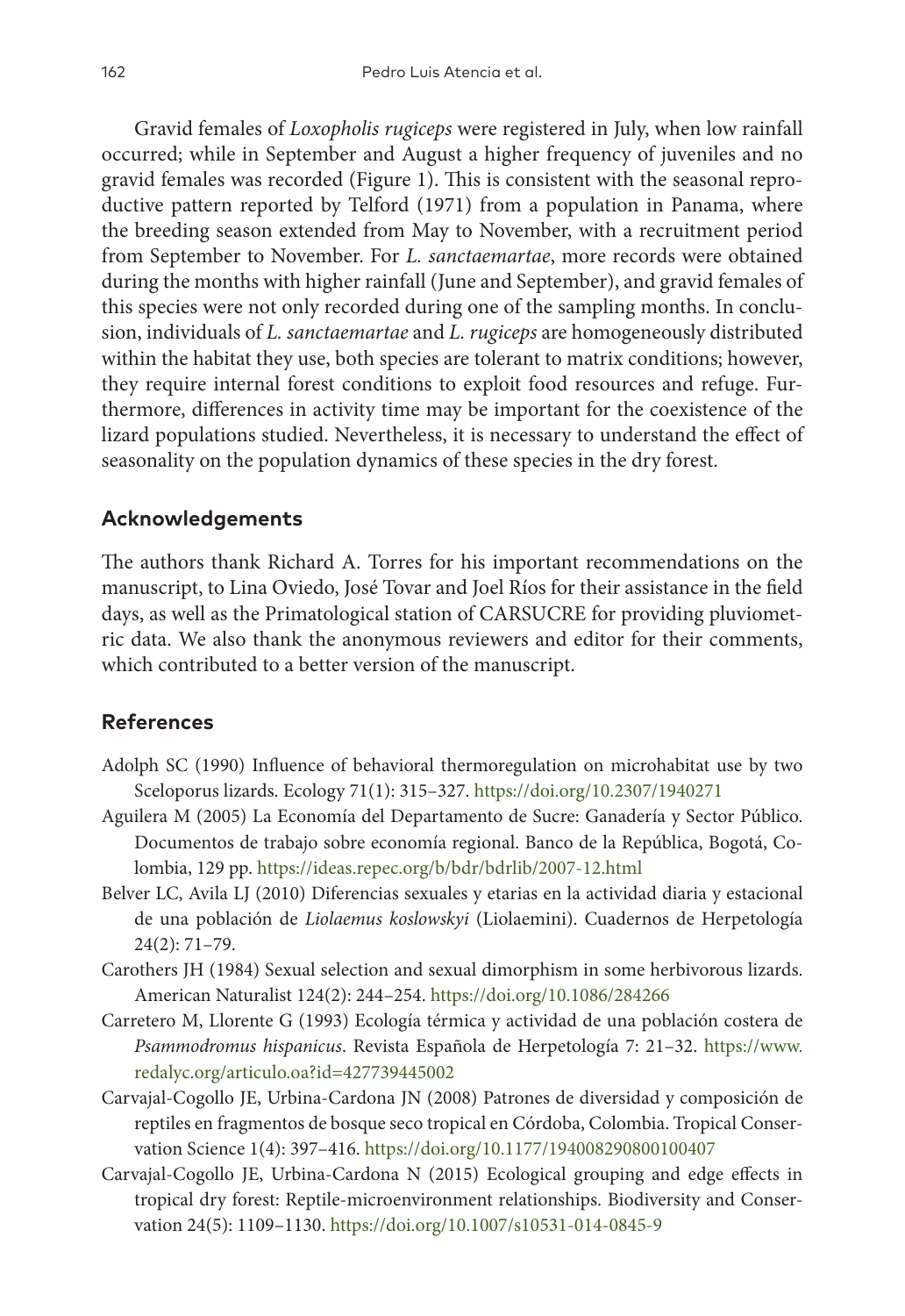Gravid females of *Loxopholis rugiceps* were registered in July, when low rainfall occurred; while in September and August a higher frequency of juveniles and no gravid females was recorded (Figure 1). This is consistent with the seasonal reproductive pattern reported by Telford (1971) from a population in Panama, where the breeding season extended from May to November, with a recruitment period from September to November. For *L. sanctaemartae*, more records were obtained during the months with higher rainfall (June and September), and gravid females of this species were not only recorded during one of the sampling months. In conclusion, individuals of *L. sanctaemartae* and *L. rugiceps* are homogeneously distributed within the habitat they use, both species are tolerant to matrix conditions; however, they require internal forest conditions to exploit food resources and refuge. Furthermore, differences in activity time may be important for the coexistence of the lizard populations studied. Nevertheless, it is necessary to understand the effect of seasonality on the population dynamics of these species in the dry forest.

## Acknowledgements

The authors thank Richard A. Torres for his important recommendations on the manuscript, to Lina Oviedo, José Tovar and Joel Ríos for their assistance in the field days, as well as the Primatological station of CARSUCRE for providing pluviometric data. We also thank the anonymous reviewers and editor for their comments, which contributed to a better version of the manuscript.

## References

Adolph SC (1990) Influence of behavioral thermoregulation on microhabitat use by two Sceloporus lizards. Ecology 71(1): 315–327. https://doi.org/10.2307/1940271

Aguilera M (2005) La Economía del Departamento de Sucre: Ganadería y Sector Público. Documentos de trabajo sobre economía regional. Banco de la República, Bogotá, Colombia, 129 pp. https://ideas.repec.org/b/bdr/bdrlib/2007-12.html

Belver LC, Avila LJ (2010) Diferencias sexuales y etarias en la actividad diaria y estacional de una población de *Liolaemus koslowskyi* (Liolaemini). Cuadernos de Herpetología 24(2): 71–79.

Carothers JH (1984) Sexual selection and sexual dimorphism in some herbivorous lizards. American Naturalist 124(2): 244–254. https://doi.org/10.1086/284266

Carretero M, Llorente G (1993) Ecología térmica y actividad de una población costera de *Psammodromus hispanicus*. Revista Española de Herpetología 7: 21–32. https://www.redalyc.org/articulo.oa?id=427739445002

Carvajal-Cogollo JE, Urbina-Cardona JN (2008) Patrones de diversidad y composición de reptiles en fragmentos de bosque seco tropical en Córdoba, Colombia. Tropical Conservation Science 1(4): 397–416. https://doi.org/10.1177/194008290800100407

Carvajal-Cogollo JE, Urbina-Cardona N (2015) Ecological grouping and edge effects in tropical dry forest: Reptile-microenvironment relationships. Biodiversity and Conservation 24(5): 1109–1130. https://doi.org/10.1007/s10531-014-0845-9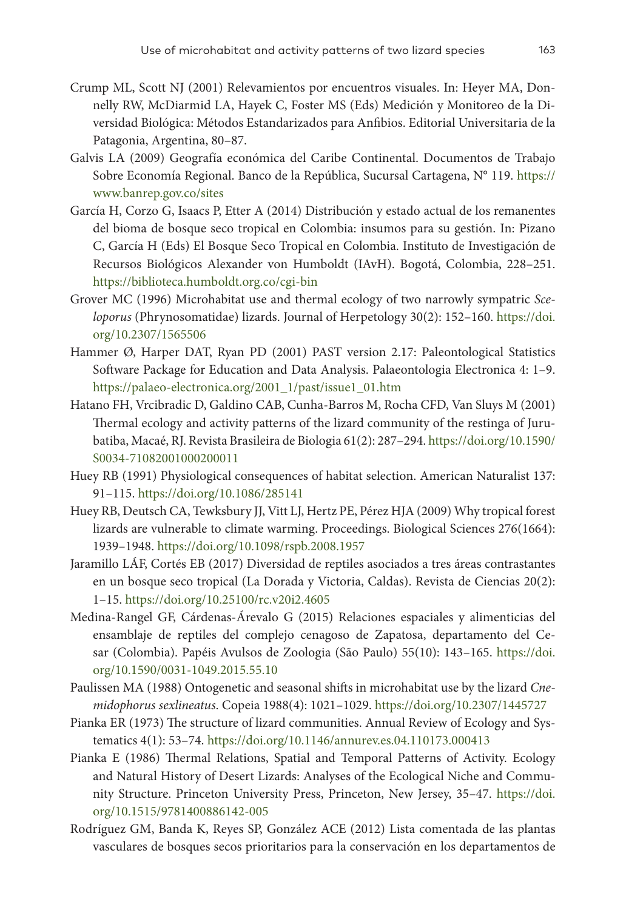Crump ML, Scott NJ (2001) Relevamientos por encuentros visuales. In: Heyer MA, Donnelly RW, McDiarmid LA, Hayek C, Foster MS (Eds) Medición y Monitoreo de la Diversidad Biológica: Métodos Estandarizados para Anfibios. Editorial Universitaria de la Patagonia, Argentina, 80–87.

Galvis LA (2009) Geografía económica del Caribe Continental. Documentos de Trabajo Sobre Economía Regional. Banco de la República, Sucursal Cartagena, N° 119. https://www.banrep.gov.co/sites

García H, Corzo G, Isaacs P, Etter A (2014) Distribución y estado actual de los remanentes del bioma de bosque seco tropical en Colombia: insumos para su gestión. In: Pizano C, García H (Eds) El Bosque Seco Tropical en Colombia. Instituto de Investigación de Recursos Biológicos Alexander von Humboldt (IAvH). Bogotá, Colombia, 228–251. https://biblioteca.humboldt.org.co/cgi-bin

Grover MC (1996) Microhabitat use and thermal ecology of two narrowly sympatric *Sceloporus* (Phrynosomatidae) lizards. Journal of Herpetology 30(2): 152–160. https://doi.org/10.2307/1565506

Hammer Ø, Harper DAT, Ryan PD (2001) PAST version 2.17: Paleontological Statistics Software Package for Education and Data Analysis. Palaeontologia Electronica 4: 1–9. https://palaeo-electronica.org/2001_1/past/issue1_01.htm

Hatano FH, Vrcibradic D, Galdino CAB, Cunha-Barros M, Rocha CFD, Van Sluys M (2001) Thermal ecology and activity patterns of the lizard community of the restinga of Jurubatiba, Macaé, RJ. Revista Brasileira de Biologia 61(2): 287–294. https://doi.org/10.1590/S0034-71082001000200011

Huey RB (1991) Physiological consequences of habitat selection. American Naturalist 137: 91–115. https://doi.org/10.1086/285141

Huey RB, Deutsch CA, Tewksbury JJ, Vitt LJ, Hertz PE, Pérez HJA (2009) Why tropical forest lizards are vulnerable to climate warming. Proceedings. Biological Sciences 276(1664): 1939–1948. https://doi.org/10.1098/rspb.2008.1957

Jaramillo LÁF, Cortés EB (2017) Diversidad de reptiles asociados a tres áreas contrastantes en un bosque seco tropical (La Dorada y Victoria, Caldas). Revista de Ciencias 20(2): 1–15. https://doi.org/10.25100/rc.v20i2.4605

Medina-Rangel GF, Cárdenas-Árevalo G (2015) Relaciones espaciales y alimenticias del ensamblaje de reptiles del complejo cenagoso de Zapatosa, departamento del Cesar (Colombia). Papéis Avulsos de Zoologia (São Paulo) 55(10): 143–165. https://doi.org/10.1590/0031-1049.2015.55.10

Paulissen MA (1988) Ontogenetic and seasonal shifts in microhabitat use by the lizard *Cnemidophorus sexlineatus*. Copeia 1988(4): 1021–1029. https://doi.org/10.2307/1445727

Pianka ER (1973) The structure of lizard communities. Annual Review of Ecology and Systematics 4(1): 53–74. https://doi.org/10.1146/annurev.es.04.110173.000413

Pianka E (1986) Thermal Relations, Spatial and Temporal Patterns of Activity. Ecology and Natural History of Desert Lizards: Analyses of the Ecological Niche and Community Structure. Princeton University Press, Princeton, New Jersey, 35–47. https://doi.org/10.1515/9781400886142-005

Rodríguez GM, Banda K, Reyes SP, González ACE (2012) Lista comentada de las plantas vasculares de bosques secos prioritarios para la conservación en los departamentos de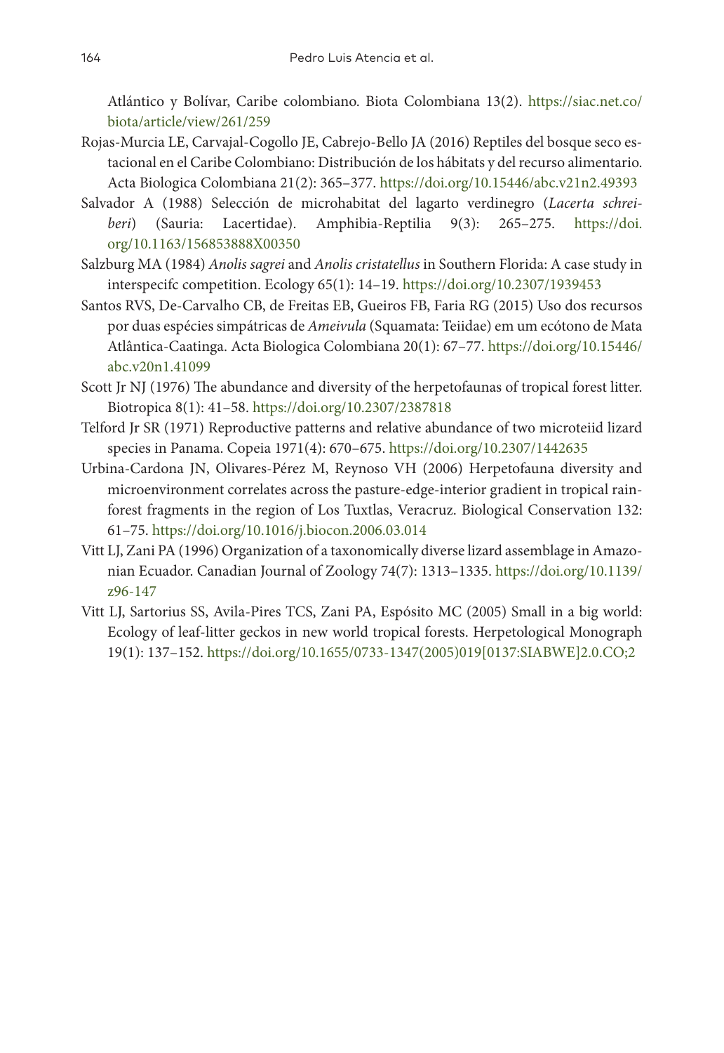Atlántico y Bolívar, Caribe colombiano. Biota Colombiana 13(2). https://siac.net.co/biota/article/view/261/259

Rojas-Murcia LE, Carvajal-Cogollo JE, Cabrejo-Bello JA (2016) Reptiles del bosque seco estacional en el Caribe Colombiano: Distribución de los hábitats y del recurso alimentario. Acta Biologica Colombiana 21(2): 365–377. https://doi.org/10.15446/abc.v21n2.49393

Salvador A (1988) Selección de microhabitat del lagarto verdinegro (*Lacerta schreiberi*) (Sauria: Lacertidae). Amphibia-Reptilia 9(3): 265–275. https://doi.org/10.1163/156853888X00350

Salzburg MA (1984) *Anolis sagrei* and *Anolis cristatellus* in Southern Florida: A case study in interspecifc competition. Ecology 65(1): 14–19. https://doi.org/10.2307/1939453

Santos RVS, De-Carvalho CB, de Freitas EB, Gueiros FB, Faria RG (2015) Uso dos recursos por duas espécies simpátricas de *Ameivula* (Squamata: Teiidae) em um ecótono de Mata Atlântica-Caatinga. Acta Biologica Colombiana 20(1): 67–77. https://doi.org/10.15446/abc.v20n1.41099

Scott Jr NJ (1976) The abundance and diversity of the herpetofaunas of tropical forest litter. Biotropica 8(1): 41–58. https://doi.org/10.2307/2387818

Telford Jr SR (1971) Reproductive patterns and relative abundance of two microteiid lizard species in Panama. Copeia 1971(4): 670–675. https://doi.org/10.2307/1442635

Urbina-Cardona JN, Olivares-Pérez M, Reynoso VH (2006) Herpetofauna diversity and microenvironment correlates across the pasture-edge-interior gradient in tropical rainforest fragments in the region of Los Tuxtlas, Veracruz. Biological Conservation 132: 61–75. https://doi.org/10.1016/j.biocon.2006.03.014

Vitt LJ, Zani PA (1996) Organization of a taxonomically diverse lizard assemblage in Amazonian Ecuador. Canadian Journal of Zoology 74(7): 1313–1335. https://doi.org/10.1139/z96-147

Vitt LJ, Sartorius SS, Avila-Pires TCS, Zani PA, Espósito MC (2005) Small in a big world: Ecology of leaf-litter geckos in new world tropical forests. Herpetological Monograph 19(1): 137–152. https://doi.org/10.1655/0733-1347(2005)019[0137:SIABWE]2.0.CO;2